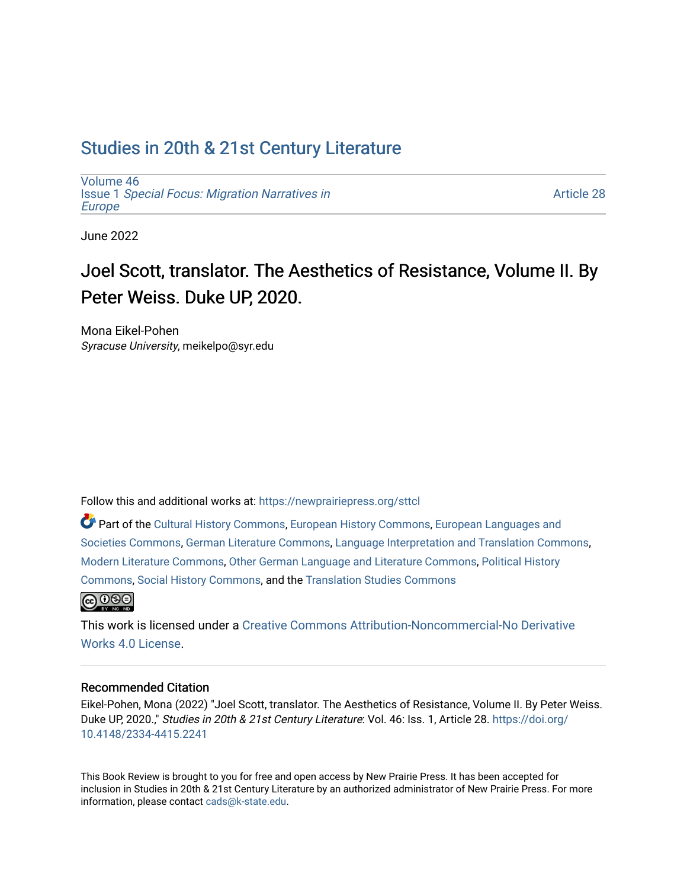# Studies in 20th & 21st Century Literature

Volume 46
Issue 1 *Special Focus: Migration Narratives in Europe*

Article 28

June 2022

## Joel Scott, translator. The Aesthetics of Resistance, Volume II. By Peter Weiss. Duke UP, 2020.

Mona Eikel-Pohen
*Syracuse University*, meikelpo@syr.edu

Follow this and additional works at: https://newprairiepress.org/sttcl

Part of the Cultural History Commons, European History Commons, European Languages and Societies Commons, German Literature Commons, Language Interpretation and Translation Commons, Modern Literature Commons, Other German Language and Literature Commons, Political History Commons, Social History Commons, and the Translation Studies Commons

This work is licensed under a Creative Commons Attribution-Noncommercial-No Derivative Works 4.0 License.

### Recommended Citation

Eikel-Pohen, Mona (2022) "Joel Scott, translator. The Aesthetics of Resistance, Volume II. By Peter Weiss. Duke UP, 2020.," *Studies in 20th & 21st Century Literature*: Vol. 46: Iss. 1, Article 28. https://doi.org/10.4148/2334-4415.2241

This Book Review is brought to you for free and open access by New Prairie Press. It has been accepted for inclusion in Studies in 20th & 21st Century Literature by an authorized administrator of New Prairie Press. For more information, please contact cads@k-state.edu.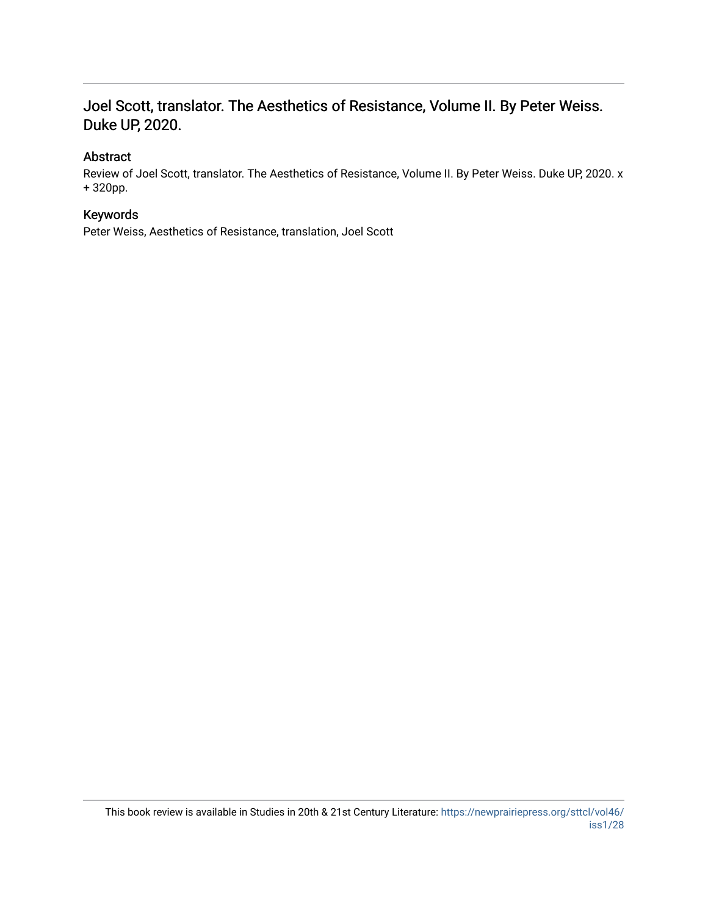## Joel Scott, translator. The Aesthetics of Resistance, Volume II. By Peter Weiss. Duke UP, 2020.

### Abstract

Review of Joel Scott, translator. The Aesthetics of Resistance, Volume II. By Peter Weiss. Duke UP, 2020. x + 320pp.

### Keywords

Peter Weiss, Aesthetics of Resistance, translation, Joel Scott

This book review is available in Studies in 20th & 21st Century Literature: https://newprairiepress.org/sttcl/vol46/iss1/28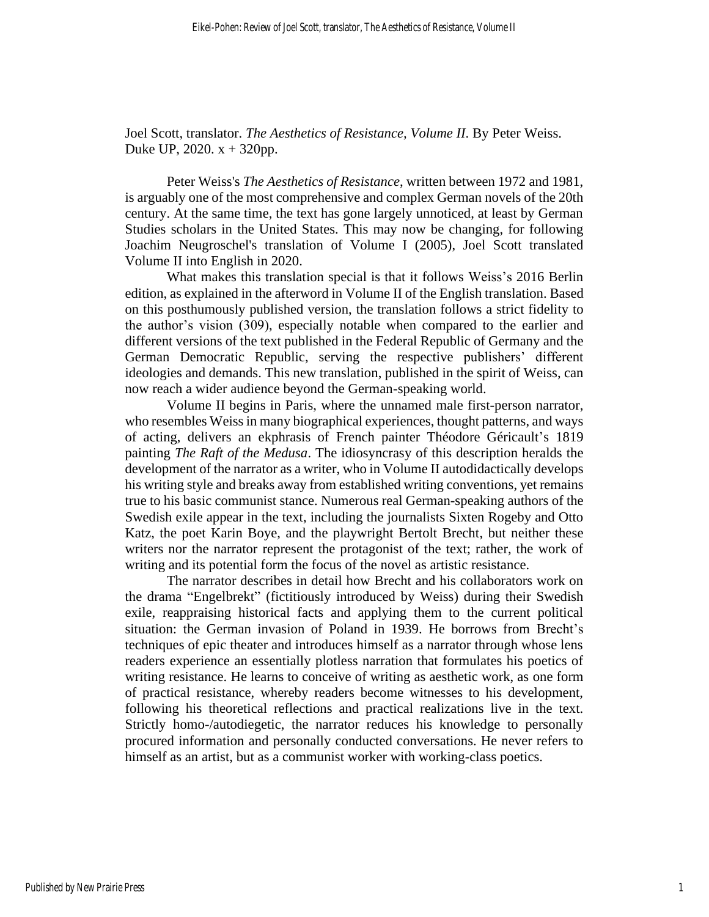Joel Scott, translator. *The Aesthetics of Resistance, Volume II*. By Peter Weiss. Duke UP, 2020. x + 320pp.

Peter Weiss's *The Aesthetics of Resistance*, written between 1972 and 1981, is arguably one of the most comprehensive and complex German novels of the 20th century. At the same time, the text has gone largely unnoticed, at least by German Studies scholars in the United States. This may now be changing, for following Joachim Neugroschel's translation of Volume I (2005), Joel Scott translated Volume II into English in 2020.

What makes this translation special is that it follows Weiss's 2016 Berlin edition, as explained in the afterword in Volume II of the English translation. Based on this posthumously published version, the translation follows a strict fidelity to the author's vision (309), especially notable when compared to the earlier and different versions of the text published in the Federal Republic of Germany and the German Democratic Republic, serving the respective publishers' different ideologies and demands. This new translation, published in the spirit of Weiss, can now reach a wider audience beyond the German-speaking world.

Volume II begins in Paris, where the unnamed male first-person narrator, who resembles Weiss in many biographical experiences, thought patterns, and ways of acting, delivers an ekphrasis of French painter Théodore Géricault's 1819 painting *The Raft of the Medusa*. The idiosyncrasy of this description heralds the development of the narrator as a writer, who in Volume II autodidactically develops his writing style and breaks away from established writing conventions, yet remains true to his basic communist stance. Numerous real German-speaking authors of the Swedish exile appear in the text, including the journalists Sixten Rogeby and Otto Katz, the poet Karin Boye, and the playwright Bertolt Brecht, but neither these writers nor the narrator represent the protagonist of the text; rather, the work of writing and its potential form the focus of the novel as artistic resistance.

The narrator describes in detail how Brecht and his collaborators work on the drama "Engelbrekt" (fictitiously introduced by Weiss) during their Swedish exile, reappraising historical facts and applying them to the current political situation: the German invasion of Poland in 1939. He borrows from Brecht's techniques of epic theater and introduces himself as a narrator through whose lens readers experience an essentially plotless narration that formulates his poetics of writing resistance. He learns to conceive of writing as aesthetic work, as one form of practical resistance, whereby readers become witnesses to his development, following his theoretical reflections and practical realizations live in the text. Strictly homo-/autodiegetic, the narrator reduces his knowledge to personally procured information and personally conducted conversations. He never refers to himself as an artist, but as a communist worker with working-class poetics.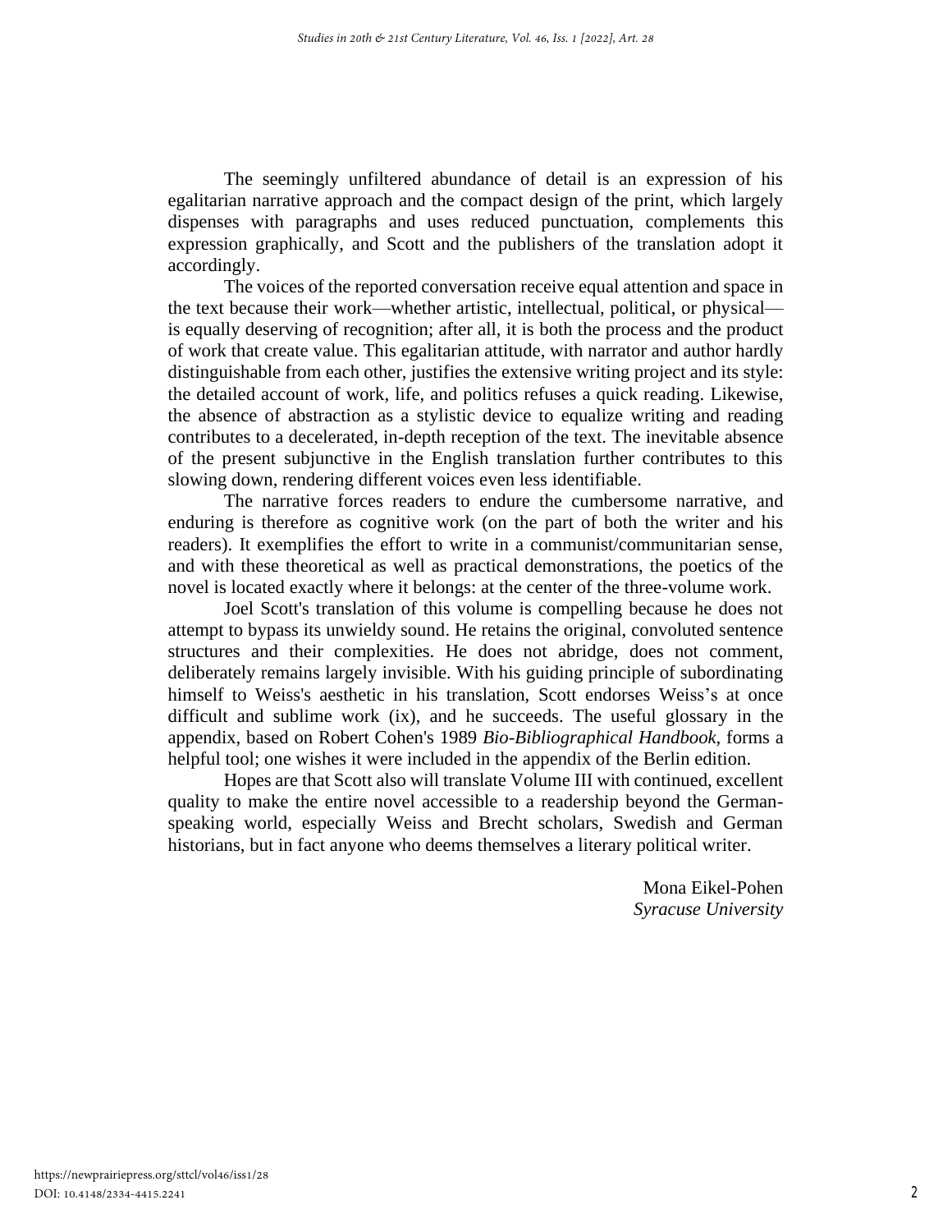The seemingly unfiltered abundance of detail is an expression of his egalitarian narrative approach and the compact design of the print, which largely dispenses with paragraphs and uses reduced punctuation, complements this expression graphically, and Scott and the publishers of the translation adopt it accordingly.

The voices of the reported conversation receive equal attention and space in the text because their work—whether artistic, intellectual, political, or physical—is equally deserving of recognition; after all, it is both the process and the product of work that create value. This egalitarian attitude, with narrator and author hardly distinguishable from each other, justifies the extensive writing project and its style: the detailed account of work, life, and politics refuses a quick reading. Likewise, the absence of abstraction as a stylistic device to equalize writing and reading contributes to a decelerated, in-depth reception of the text. The inevitable absence of the present subjunctive in the English translation further contributes to this slowing down, rendering different voices even less identifiable.

The narrative forces readers to endure the cumbersome narrative, and enduring is therefore as cognitive work (on the part of both the writer and his readers). It exemplifies the effort to write in a communist/communitarian sense, and with these theoretical as well as practical demonstrations, the poetics of the novel is located exactly where it belongs: at the center of the three-volume work.

Joel Scott's translation of this volume is compelling because he does not attempt to bypass its unwieldy sound. He retains the original, convoluted sentence structures and their complexities. He does not abridge, does not comment, deliberately remains largely invisible. With his guiding principle of subordinating himself to Weiss's aesthetic in his translation, Scott endorses Weiss's at once difficult and sublime work (ix), and he succeeds. The useful glossary in the appendix, based on Robert Cohen's 1989 *Bio-Bibliographical Handbook*, forms a helpful tool; one wishes it were included in the appendix of the Berlin edition.

Hopes are that Scott also will translate Volume III with continued, excellent quality to make the entire novel accessible to a readership beyond the German-speaking world, especially Weiss and Brecht scholars, Swedish and German historians, but in fact anyone who deems themselves a literary political writer.

Mona Eikel-Pohen
*Syracuse University*